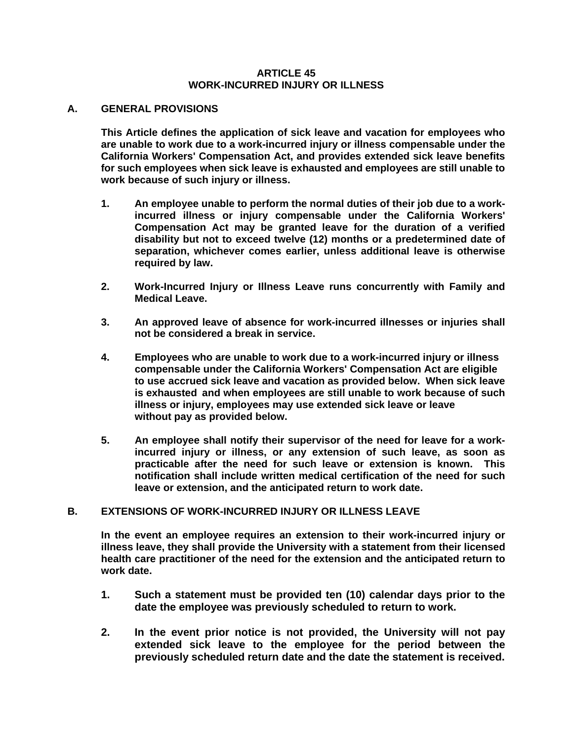# ARTICLE 45
# WORK-INCURRED INJURY OR ILLNESS

## A. GENERAL PROVISIONS

**This Article defines the application of sick leave and vacation for employees who are unable to work due to a work-incurred injury or illness compensable under the California Workers' Compensation Act, and provides extended sick leave benefits for such employees when sick leave is exhausted and employees are still unable to work because of such injury or illness.**

1. **An employee unable to perform the normal duties of their job due to a work-incurred illness or injury compensable under the California Workers' Compensation Act may be granted leave for the duration of a verified disability but not to exceed twelve (12) months or a predetermined date of separation, whichever comes earlier, unless additional leave is otherwise required by law.**

2. **Work-Incurred Injury or Illness Leave runs concurrently with Family and Medical Leave.**

3. **An approved leave of absence for work-incurred illnesses or injuries shall not be considered a break in service.**

4. **Employees who are unable to work due to a work-incurred injury or illness compensable under the California Workers' Compensation Act are eligible to use accrued sick leave and vacation as provided below. When sick leave is exhausted and when employees are still unable to work because of such illness or injury, employees may use extended sick leave or leave without pay as provided below.**

5. **An employee shall notify their supervisor of the need for leave for a work-incurred injury or illness, or any extension of such leave, as soon as practicable after the need for such leave or extension is known. This notification shall include written medical certification of the need for such leave or extension, and the anticipated return to work date.**

## B. EXTENSIONS OF WORK-INCURRED INJURY OR ILLNESS LEAVE

**In the event an employee requires an extension to their work-incurred injury or illness leave, they shall provide the University with a statement from their licensed health care practitioner of the need for the extension and the anticipated return to work date.**

1. **Such a statement must be provided ten (10) calendar days prior to the date the employee was previously scheduled to return to work.**

2. **In the event prior notice is not provided, the University will not pay extended sick leave to the employee for the period between the previously scheduled return date and the date the statement is received.**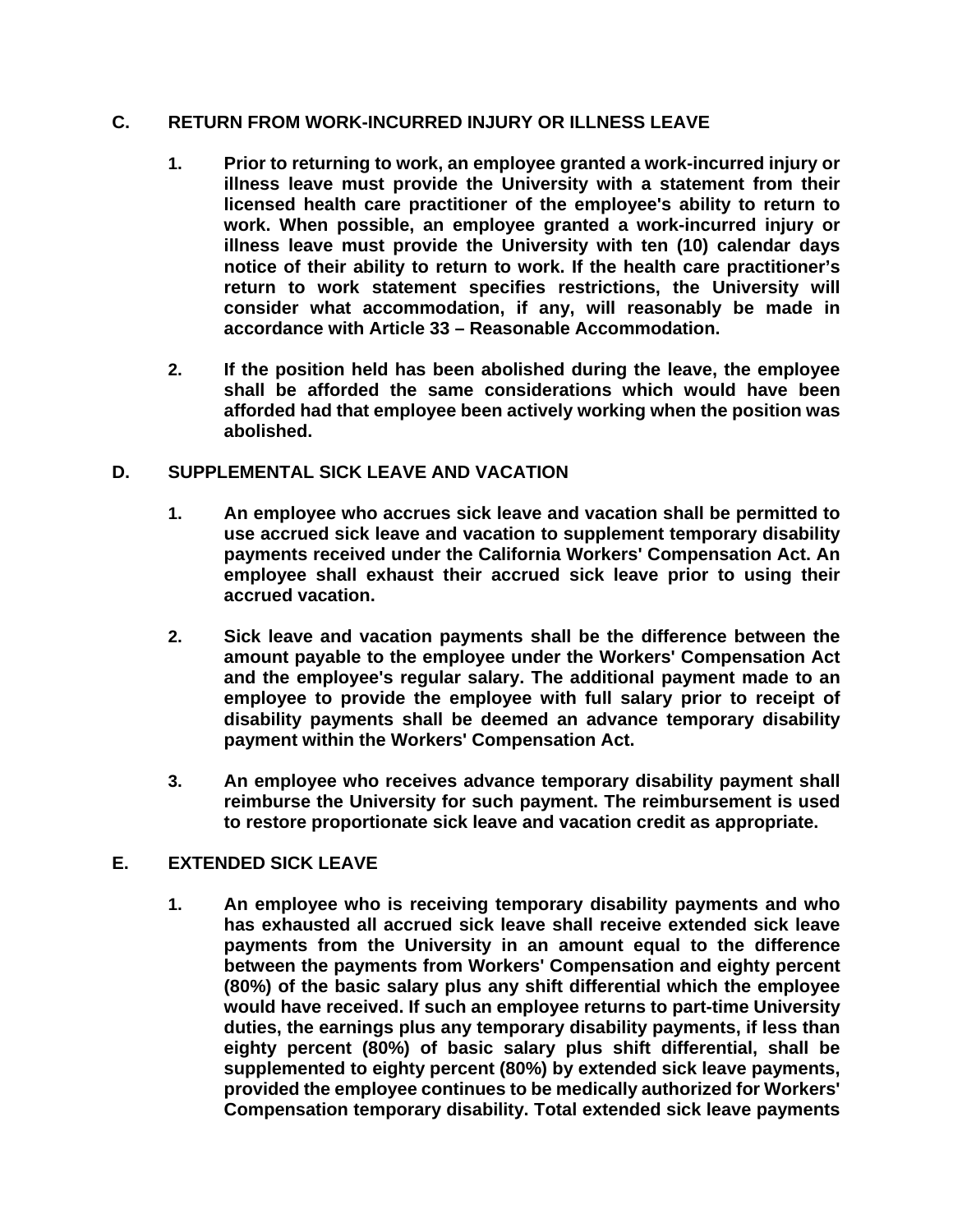## C. RETURN FROM WORK-INCURRED INJURY OR ILLNESS LEAVE

1. **Prior to returning to work, an employee granted a work-incurred injury or illness leave must provide the University with a statement from their licensed health care practitioner of the employee's ability to return to work. When possible, an employee granted a work-incurred injury or illness leave must provide the University with ten (10) calendar days notice of their ability to return to work. If the health care practitioner's return to work statement specifies restrictions, the University will consider what accommodation, if any, will reasonably be made in accordance with Article 33 – Reasonable Accommodation.**

2. **If the position held has been abolished during the leave, the employee shall be afforded the same considerations which would have been afforded had that employee been actively working when the position was abolished.**

## D. SUPPLEMENTAL SICK LEAVE AND VACATION

1. **An employee who accrues sick leave and vacation shall be permitted to use accrued sick leave and vacation to supplement temporary disability payments received under the California Workers' Compensation Act. An employee shall exhaust their accrued sick leave prior to using their accrued vacation.**

2. **Sick leave and vacation payments shall be the difference between the amount payable to the employee under the Workers' Compensation Act and the employee's regular salary. The additional payment made to an employee to provide the employee with full salary prior to receipt of disability payments shall be deemed an advance temporary disability payment within the Workers' Compensation Act.**

3. **An employee who receives advance temporary disability payment shall reimburse the University for such payment. The reimbursement is used to restore proportionate sick leave and vacation credit as appropriate.**

## E. EXTENDED SICK LEAVE

1. **An employee who is receiving temporary disability payments and who has exhausted all accrued sick leave shall receive extended sick leave payments from the University in an amount equal to the difference between the payments from Workers' Compensation and eighty percent (80%) of the basic salary plus any shift differential which the employee would have received. If such an employee returns to part-time University duties, the earnings plus any temporary disability payments, if less than eighty percent (80%) of basic salary plus shift differential, shall be supplemented to eighty percent (80%) by extended sick leave payments, provided the employee continues to be medically authorized for Workers' Compensation temporary disability. Total extended sick leave payments**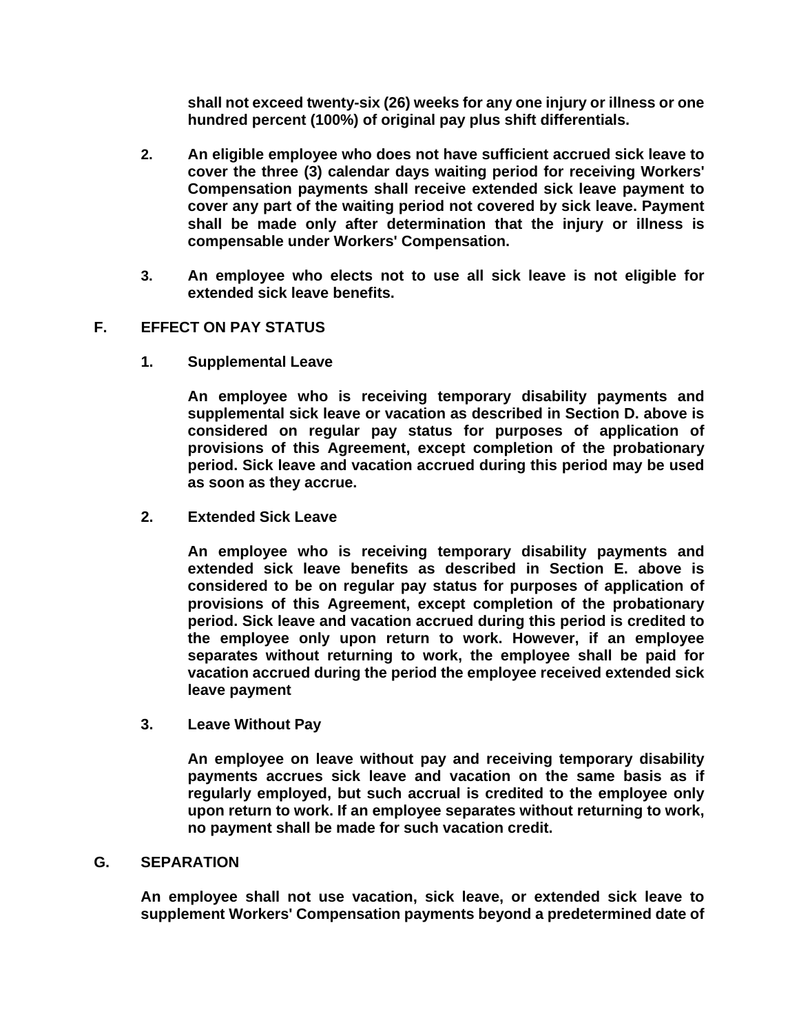shall not exceed twenty-six (26) weeks for any one injury or illness or one hundred percent (100%) of original pay plus shift differentials.

2. An eligible employee who does not have sufficient accrued sick leave to cover the three (3) calendar days waiting period for receiving Workers' Compensation payments shall receive extended sick leave payment to cover any part of the waiting period not covered by sick leave. Payment shall be made only after determination that the injury or illness is compensable under Workers' Compensation.

3. An employee who elects not to use all sick leave is not eligible for extended sick leave benefits.

**F. EFFECT ON PAY STATUS**

**1. Supplemental Leave**

An employee who is receiving temporary disability payments and supplemental sick leave or vacation as described in Section D. above is considered on regular pay status for purposes of application of provisions of this Agreement, except completion of the probationary period. Sick leave and vacation accrued during this period may be used as soon as they accrue.

**2. Extended Sick Leave**

An employee who is receiving temporary disability payments and extended sick leave benefits as described in Section E. above is considered to be on regular pay status for purposes of application of provisions of this Agreement, except completion of the probationary period. Sick leave and vacation accrued during this period is credited to the employee only upon return to work. However, if an employee separates without returning to work, the employee shall be paid for vacation accrued during the period the employee received extended sick leave payment

**3. Leave Without Pay**

An employee on leave without pay and receiving temporary disability payments accrues sick leave and vacation on the same basis as if regularly employed, but such accrual is credited to the employee only upon return to work. If an employee separates without returning to work, no payment shall be made for such vacation credit.

**G. SEPARATION**

An employee shall not use vacation, sick leave, or extended sick leave to supplement Workers' Compensation payments beyond a predetermined date of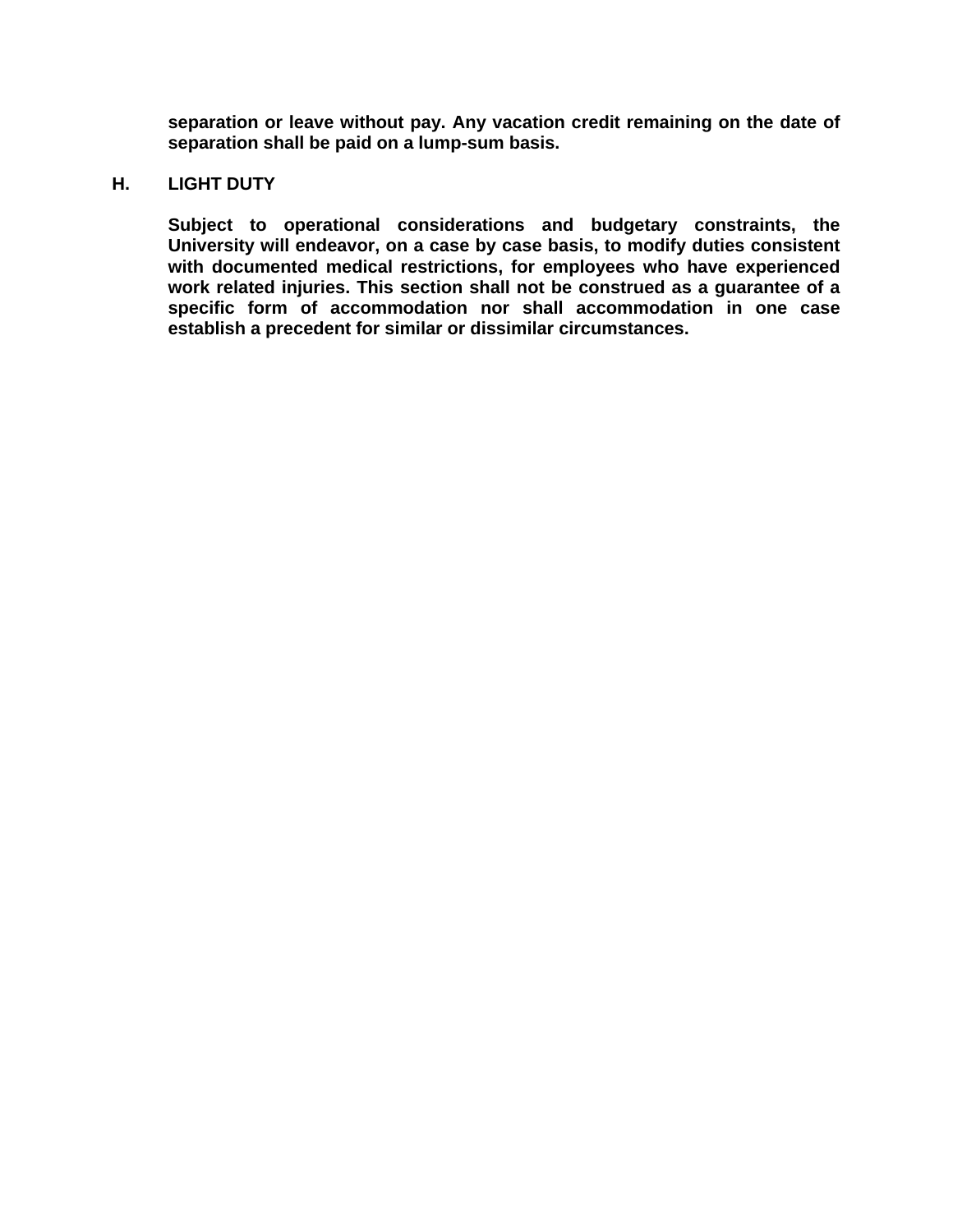**separation or leave without pay. Any vacation credit remaining on the date of separation shall be paid on a lump-sum basis.**

### H. LIGHT DUTY

**Subject to operational considerations and budgetary constraints, the University will endeavor, on a case by case basis, to modify duties consistent with documented medical restrictions, for employees who have experienced work related injuries. This section shall not be construed as a guarantee of a specific form of accommodation nor shall accommodation in one case establish a precedent for similar or dissimilar circumstances.**